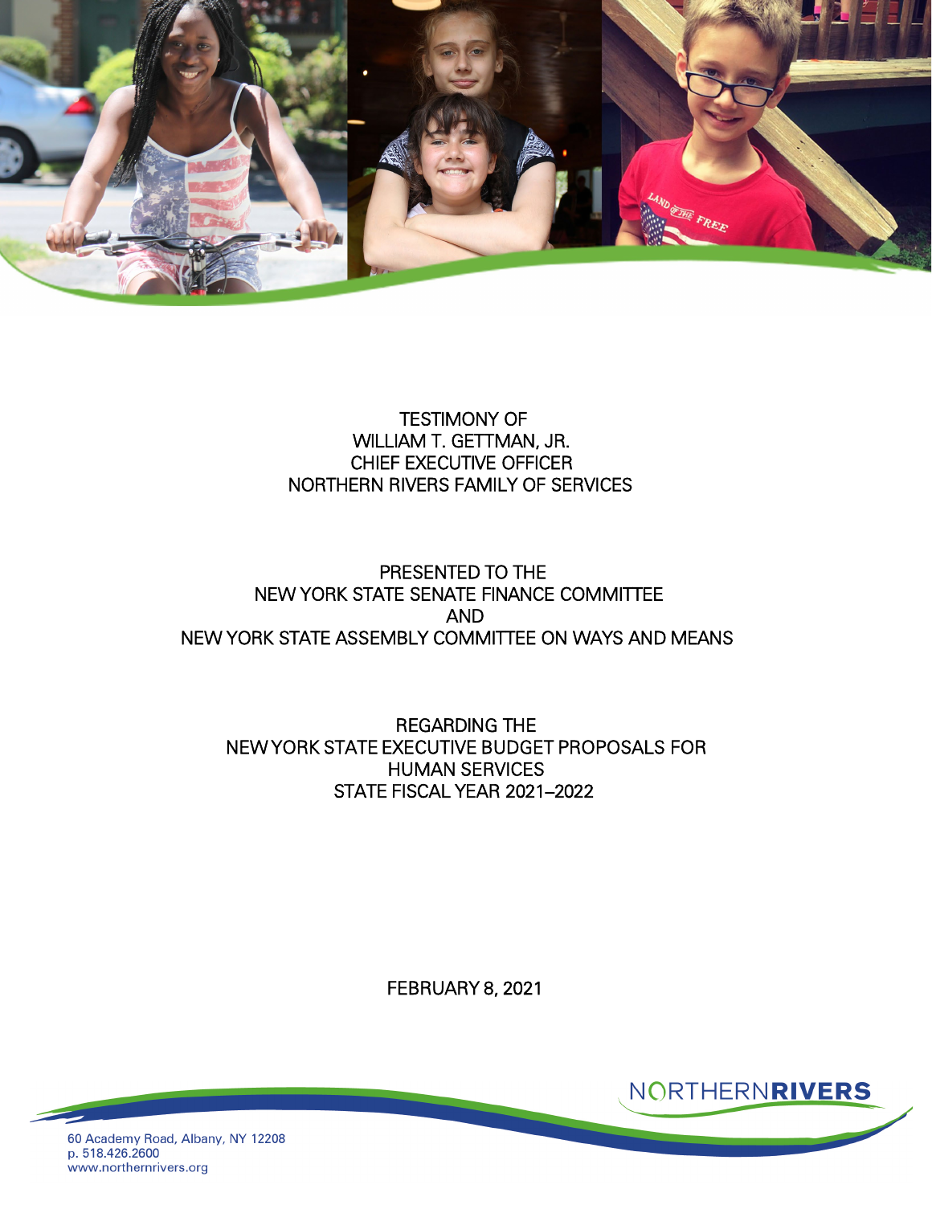TESTIMONY OF
WILLIAM T. GETTMAN, JR.
CHIEF EXECUTIVE OFFICER
NORTHERN RIVERS FAMILY OF SERVICES

PRESENTED TO THE
NEW YORK STATE SENATE FINANCE COMMITTEE
AND
NEW YORK STATE ASSEMBLY COMMITTEE ON WAYS AND MEANS

REGARDING THE
NEW YORK STATE EXECUTIVE BUDGET PROPOSALS FOR
HUMAN SERVICES
STATE FISCAL YEAR 2021–2022

FEBRUARY 8, 2021

NORTHERNRIVERS

60 Academy Road, Albany, NY 12208
p. 518.426.2600
www.northernrivers.org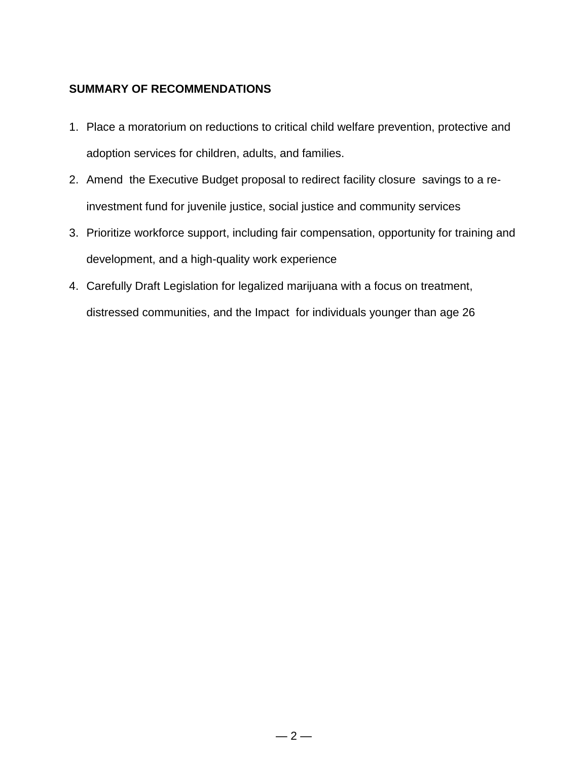**SUMMARY OF RECOMMENDATIONS**

1. Place a moratorium on reductions to critical child welfare prevention, protective and adoption services for children, adults, and families.
2. Amend the Executive Budget proposal to redirect facility closure savings to a re-investment fund for juvenile justice, social justice and community services
3. Prioritize workforce support, including fair compensation, opportunity for training and development, and a high-quality work experience
4. Carefully Draft Legislation for legalized marijuana with a focus on treatment, distressed communities, and the Impact for individuals younger than age 26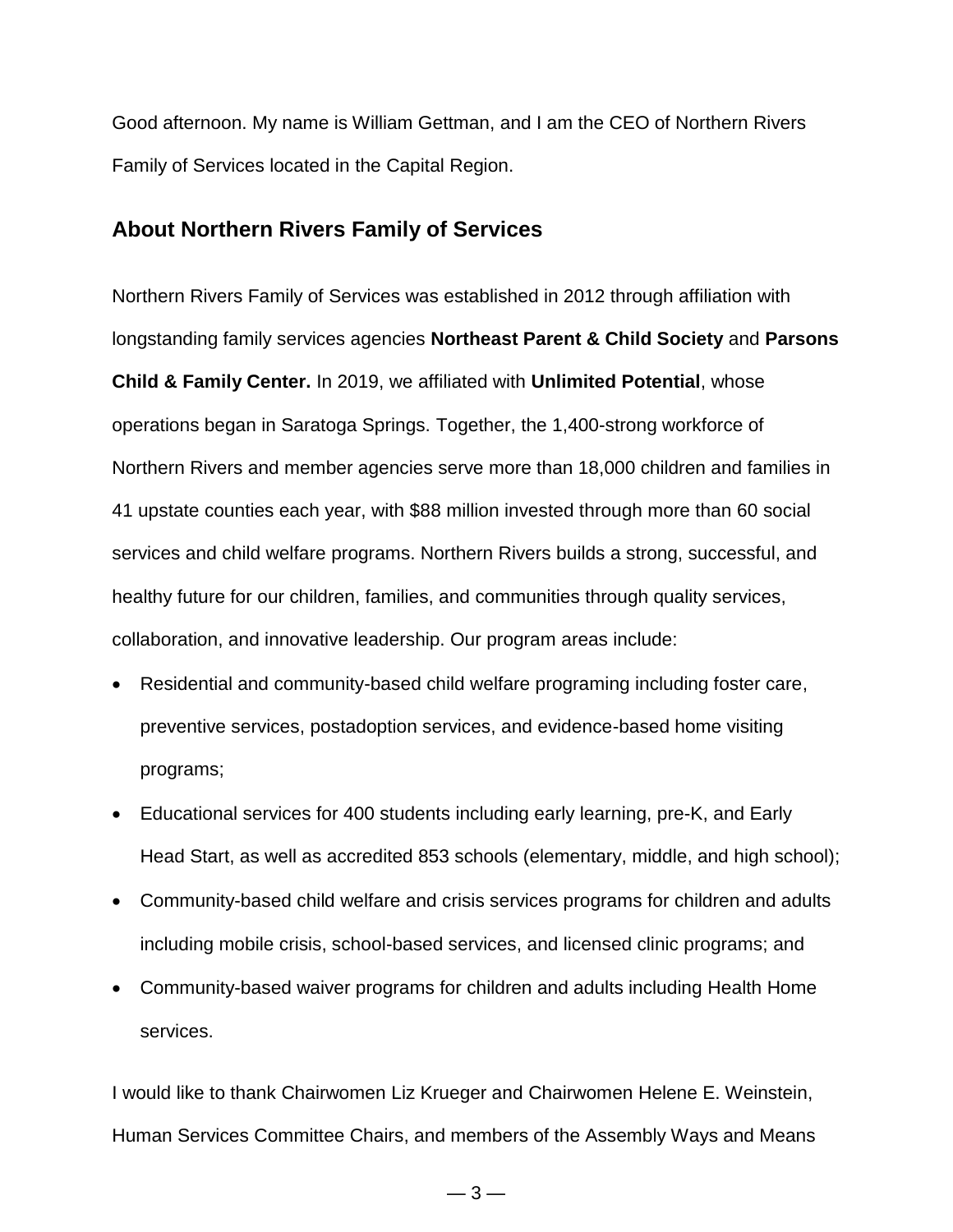Good afternoon. My name is William Gettman, and I am the CEO of Northern Rivers Family of Services located in the Capital Region.

## About Northern Rivers Family of Services

Northern Rivers Family of Services was established in 2012 through affiliation with longstanding family services agencies **Northeast Parent & Child Society** and **Parsons Child & Family Center.** In 2019, we affiliated with **Unlimited Potential**, whose operations began in Saratoga Springs. Together, the 1,400-strong workforce of Northern Rivers and member agencies serve more than 18,000 children and families in 41 upstate counties each year, with $88 million invested through more than 60 social services and child welfare programs. Northern Rivers builds a strong, successful, and healthy future for our children, families, and communities through quality services, collaboration, and innovative leadership. Our program areas include:

- Residential and community-based child welfare programing including foster care, preventive services, postadoption services, and evidence-based home visiting programs;
- Educational services for 400 students including early learning, pre-K, and Early Head Start, as well as accredited 853 schools (elementary, middle, and high school);
- Community-based child welfare and crisis services programs for children and adults including mobile crisis, school-based services, and licensed clinic programs; and
- Community-based waiver programs for children and adults including Health Home services.

I would like to thank Chairwomen Liz Krueger and Chairwomen Helene E. Weinstein, Human Services Committee Chairs, and members of the Assembly Ways and Means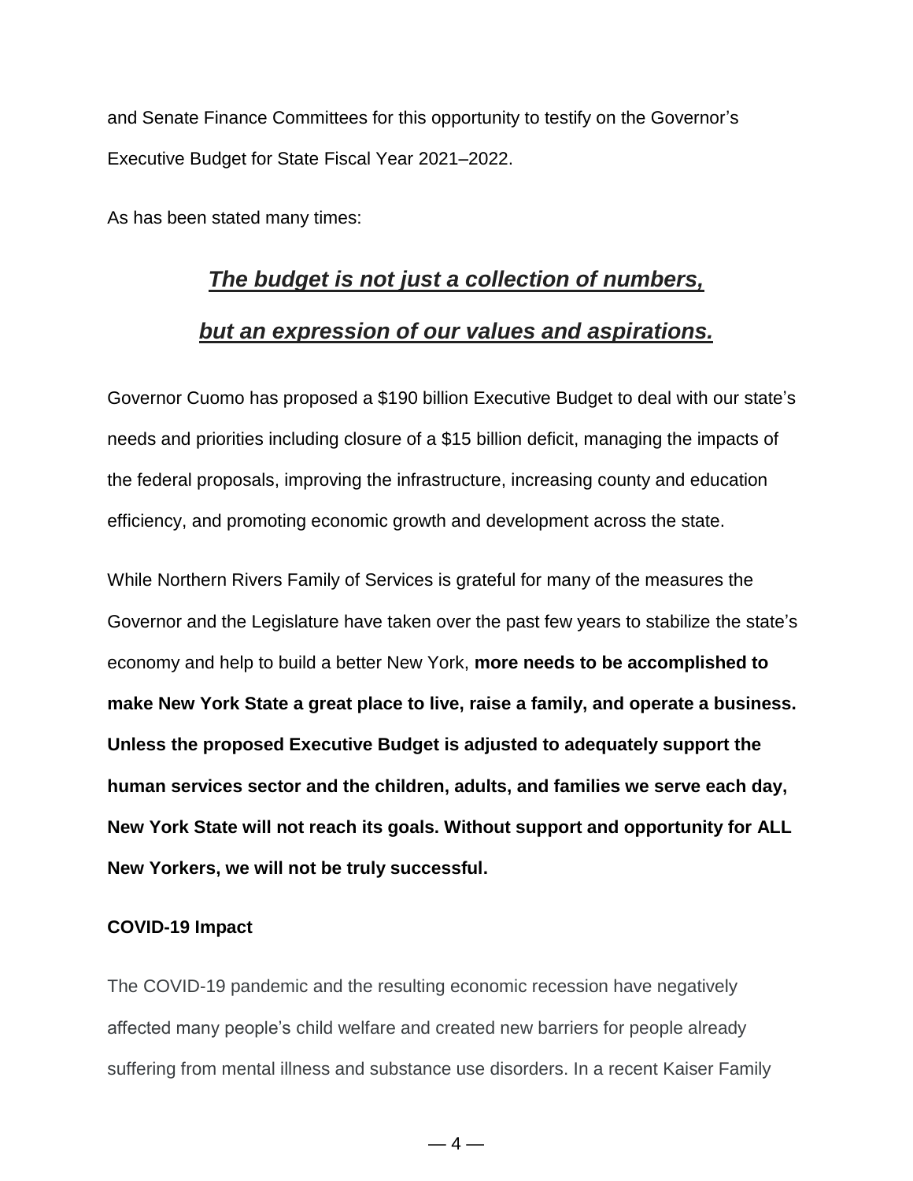and Senate Finance Committees for this opportunity to testify on the Governor's Executive Budget for State Fiscal Year 2021–2022.

As has been stated many times:

***<u>The budget is not just a collection of numbers,</u>***

***<u>but an expression of our values and aspirations.</u>***

Governor Cuomo has proposed a $190 billion Executive Budget to deal with our state's needs and priorities including closure of a $15 billion deficit, managing the impacts of the federal proposals, improving the infrastructure, increasing county and education efficiency, and promoting economic growth and development across the state.

While Northern Rivers Family of Services is grateful for many of the measures the Governor and the Legislature have taken over the past few years to stabilize the state's economy and help to build a better New York, **more needs to be accomplished to make New York State a great place to live, raise a family, and operate a business. Unless the proposed Executive Budget is adjusted to adequately support the human services sector and the children, adults, and families we serve each day, New York State will not reach its goals. Without support and opportunity for ALL New Yorkers, we will not be truly successful.**

**COVID-19 Impact**

The COVID-19 pandemic and the resulting economic recession have negatively affected many people's child welfare and created new barriers for people already suffering from mental illness and substance use disorders. In a recent Kaiser Family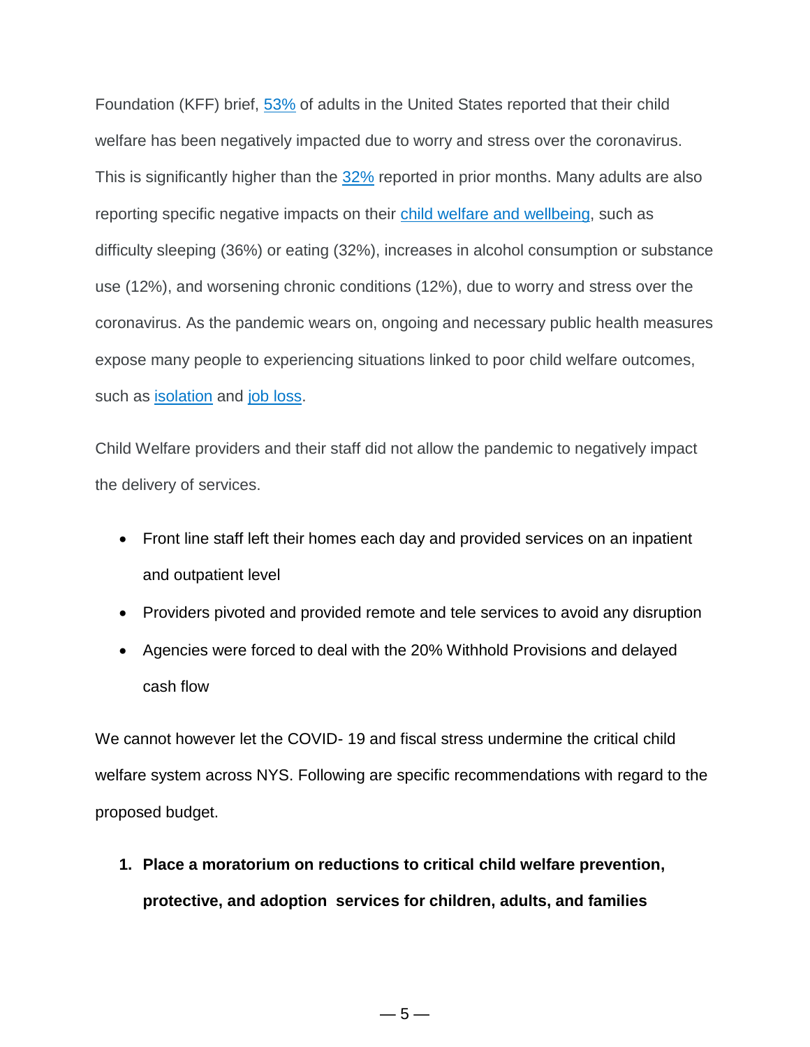Foundation (KFF) brief, [53%] of adults in the United States reported that their child welfare has been negatively impacted due to worry and stress over the coronavirus. This is significantly higher than the [32%] reported in prior months. Many adults are also reporting specific negative impacts on their [child welfare and wellbeing], such as difficulty sleeping (36%) or eating (32%), increases in alcohol consumption or substance use (12%), and worsening chronic conditions (12%), due to worry and stress over the coronavirus. As the pandemic wears on, ongoing and necessary public health measures expose many people to experiencing situations linked to poor child welfare outcomes, such as [isolation] and [job loss].

Child Welfare providers and their staff did not allow the pandemic to negatively impact the delivery of services.

- Front line staff left their homes each day and provided services on an inpatient and outpatient level
- Providers pivoted and provided remote and tele services to avoid any disruption
- Agencies were forced to deal with the 20% Withhold Provisions and delayed cash flow

We cannot however let the COVID- 19 and fiscal stress undermine the critical child welfare system across NYS. Following are specific recommendations with regard to the proposed budget.

1. **Place a moratorium on reductions to critical child welfare prevention, protective, and adoption services for children, adults, and families**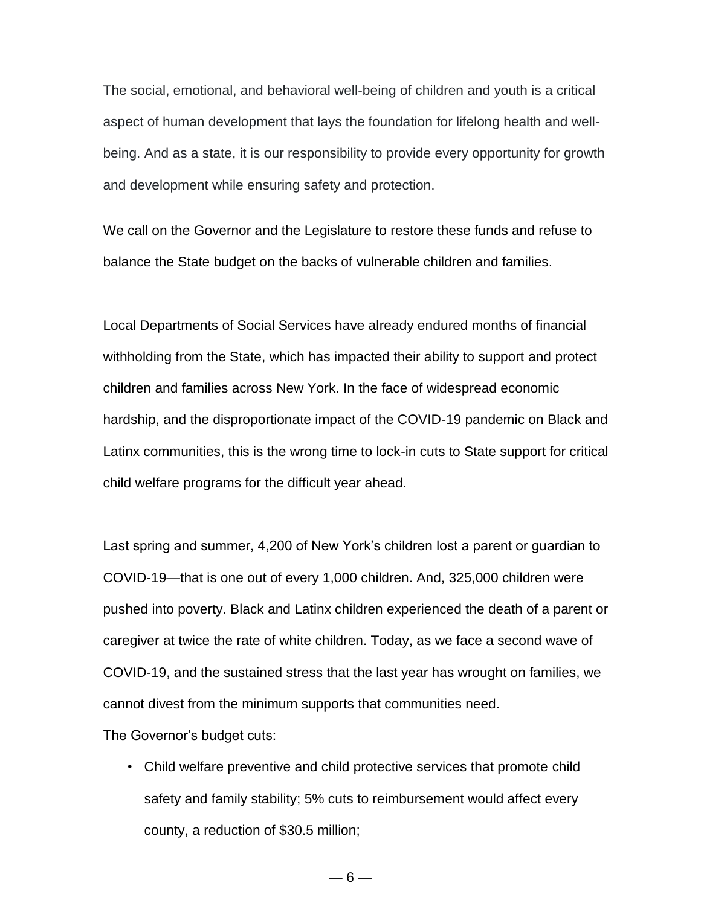The social, emotional, and behavioral well-being of children and youth is a critical aspect of human development that lays the foundation for lifelong health and well-being. And as a state, it is our responsibility to provide every opportunity for growth and development while ensuring safety and protection.

We call on the Governor and the Legislature to restore these funds and refuse to balance the State budget on the backs of vulnerable children and families.

Local Departments of Social Services have already endured months of financial withholding from the State, which has impacted their ability to support and protect children and families across New York. In the face of widespread economic hardship, and the disproportionate impact of the COVID-19 pandemic on Black and Latinx communities, this is the wrong time to lock-in cuts to State support for critical child welfare programs for the difficult year ahead.

Last spring and summer, 4,200 of New York's children lost a parent or guardian to COVID-19—that is one out of every 1,000 children. And, 325,000 children were pushed into poverty. Black and Latinx children experienced the death of a parent or caregiver at twice the rate of white children. Today, as we face a second wave of COVID-19, and the sustained stress that the last year has wrought on families, we cannot divest from the minimum supports that communities need.

The Governor's budget cuts:

- Child welfare preventive and child protective services that promote child safety and family stability; 5% cuts to reimbursement would affect every county, a reduction of $30.5 million;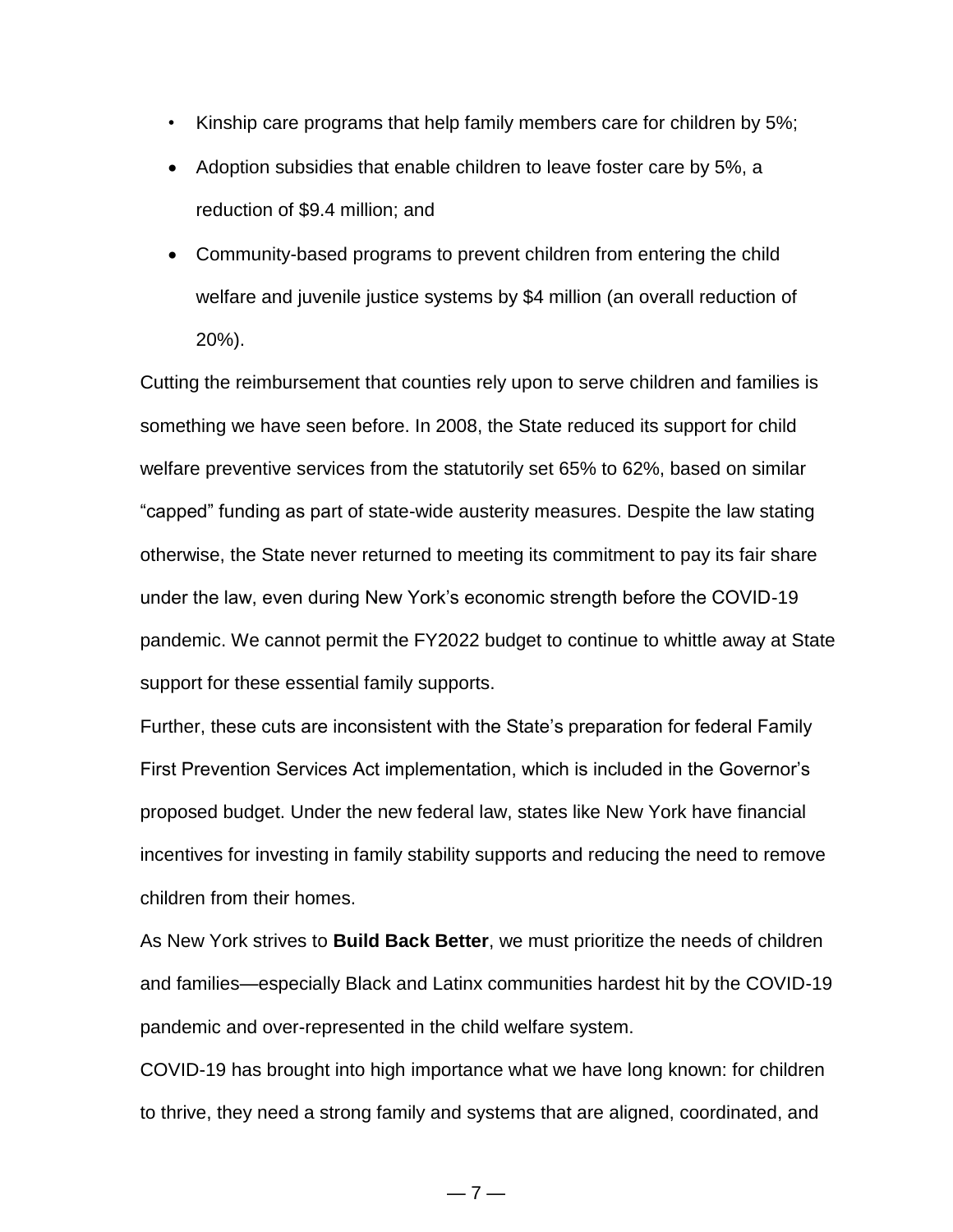- Kinship care programs that help family members care for children by 5%;
- Adoption subsidies that enable children to leave foster care by 5%, a reduction of $9.4 million; and
- Community-based programs to prevent children from entering the child welfare and juvenile justice systems by $4 million (an overall reduction of 20%).

Cutting the reimbursement that counties rely upon to serve children and families is something we have seen before. In 2008, the State reduced its support for child welfare preventive services from the statutorily set 65% to 62%, based on similar "capped" funding as part of state-wide austerity measures. Despite the law stating otherwise, the State never returned to meeting its commitment to pay its fair share under the law, even during New York's economic strength before the COVID-19 pandemic. We cannot permit the FY2022 budget to continue to whittle away at State support for these essential family supports.

Further, these cuts are inconsistent with the State's preparation for federal Family First Prevention Services Act implementation, which is included in the Governor's proposed budget. Under the new federal law, states like New York have financial incentives for investing in family stability supports and reducing the need to remove children from their homes.

As New York strives to **Build Back Better**, we must prioritize the needs of children and families—especially Black and Latinx communities hardest hit by the COVID-19 pandemic and over-represented in the child welfare system.

COVID-19 has brought into high importance what we have long known: for children to thrive, they need a strong family and systems that are aligned, coordinated, and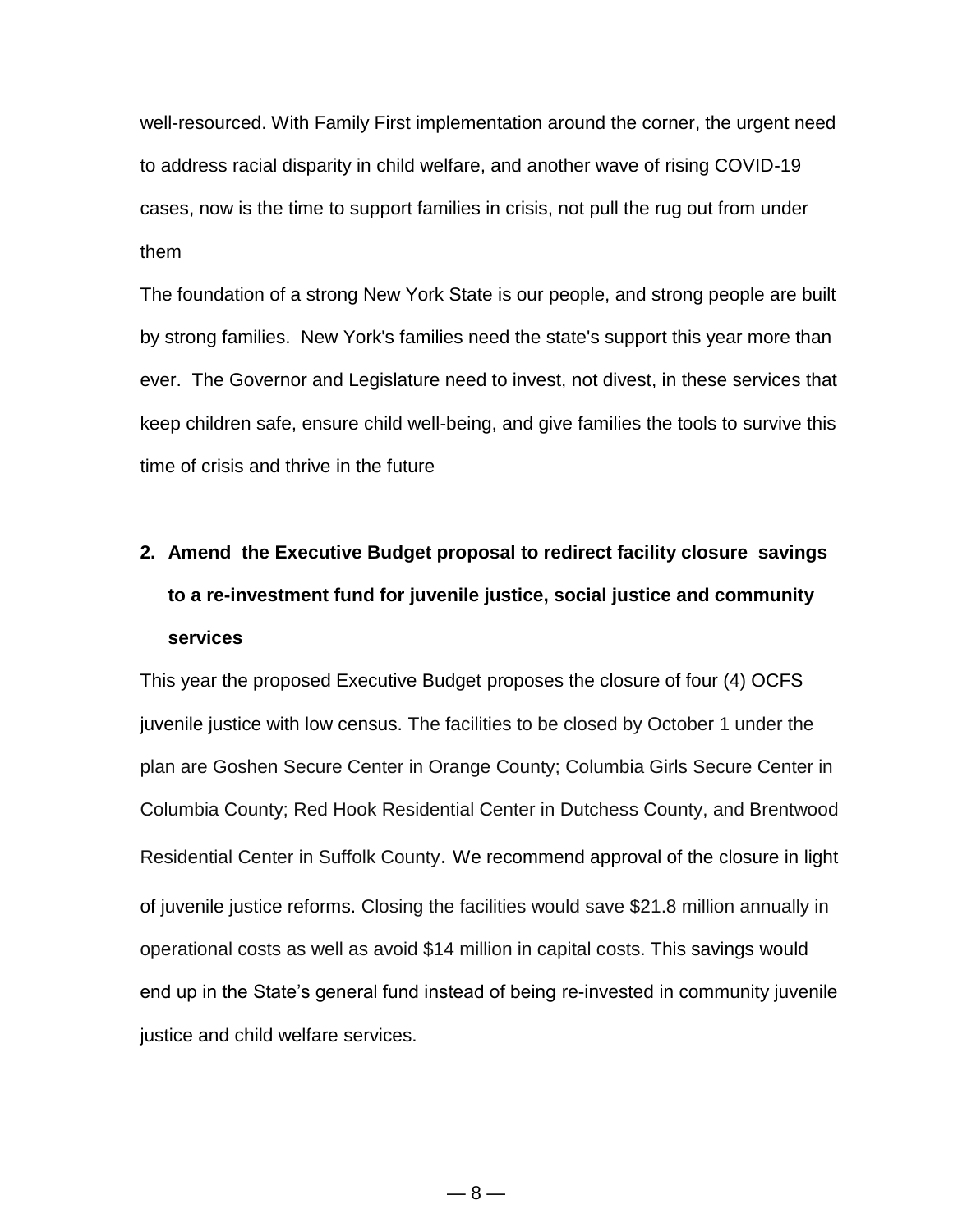well-resourced. With Family First implementation around the corner, the urgent need to address racial disparity in child welfare, and another wave of rising COVID-19 cases, now is the time to support families in crisis, not pull the rug out from under them

The foundation of a strong New York State is our people, and strong people are built by strong families. New York's families need the state's support this year more than ever. The Governor and Legislature need to invest, not divest, in these services that keep children safe, ensure child well-being, and give families the tools to survive this time of crisis and thrive in the future

**2. Amend the Executive Budget proposal to redirect facility closure savings to a re-investment fund for juvenile justice, social justice and community services**

This year the proposed Executive Budget proposes the closure of four (4) OCFS juvenile justice with low census. The facilities to be closed by October 1 under the plan are Goshen Secure Center in Orange County; Columbia Girls Secure Center in Columbia County; Red Hook Residential Center in Dutchess County, and Brentwood Residential Center in Suffolk County. We recommend approval of the closure in light of juvenile justice reforms. Closing the facilities would save $21.8 million annually in operational costs as well as avoid $14 million in capital costs. This savings would end up in the State's general fund instead of being re-invested in community juvenile justice and child welfare services.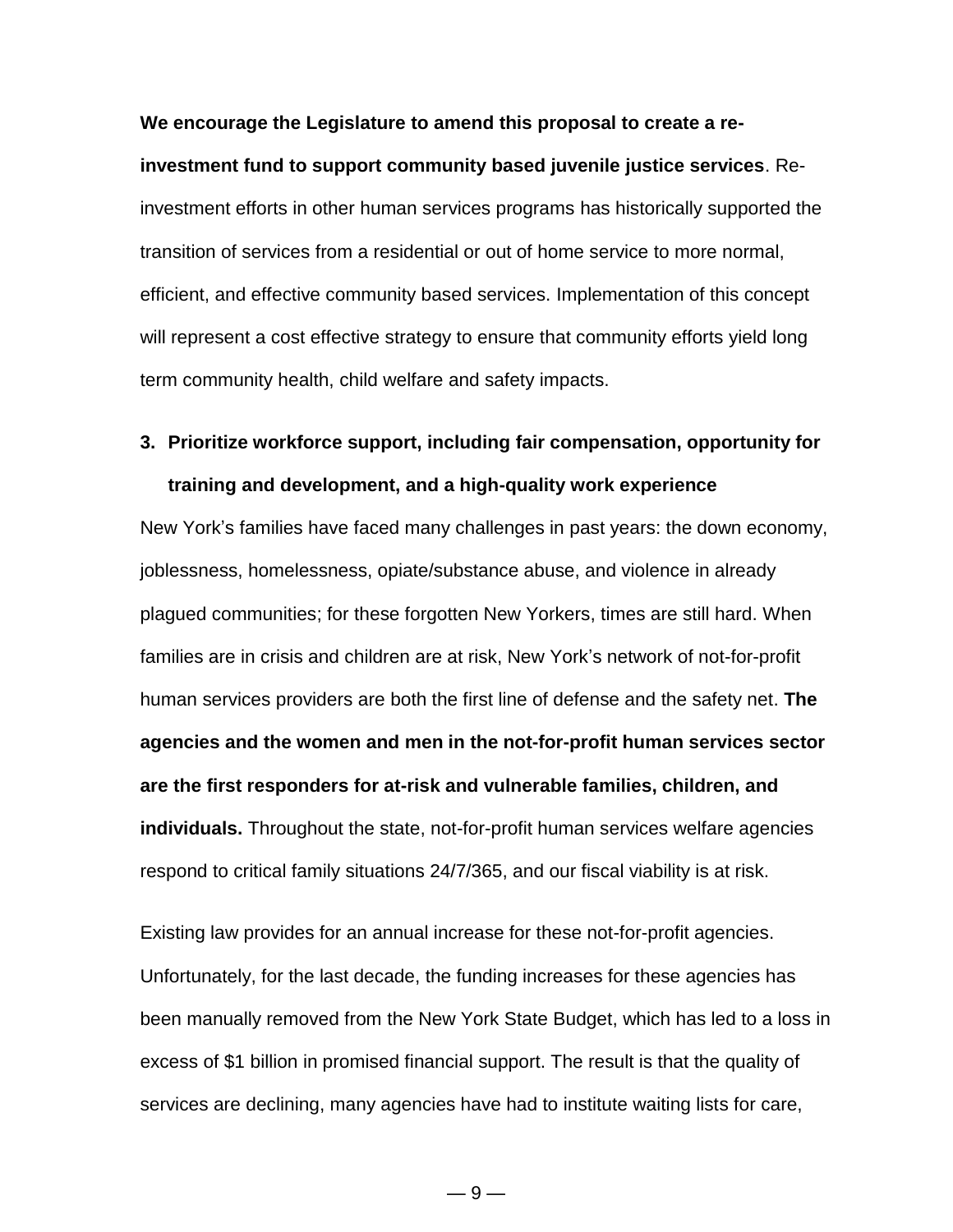**We encourage the Legislature to amend this proposal to create a re-investment fund to support community based juvenile justice services**. Re-investment efforts in other human services programs has historically supported the transition of services from a residential or out of home service to more normal, efficient, and effective community based services. Implementation of this concept will represent a cost effective strategy to ensure that community efforts yield long term community health, child welfare and safety impacts.

### 3. Prioritize workforce support, including fair compensation, opportunity for training and development, and a high-quality work experience

New York's families have faced many challenges in past years: the down economy, joblessness, homelessness, opiate/substance abuse, and violence in already plagued communities; for these forgotten New Yorkers, times are still hard. When families are in crisis and children are at risk, New York's network of not-for-profit human services providers are both the first line of defense and the safety net. **The agencies and the women and men in the not-for-profit human services sector are the first responders for at-risk and vulnerable families, children, and individuals.** Throughout the state, not-for-profit human services welfare agencies respond to critical family situations 24/7/365, and our fiscal viability is at risk.

Existing law provides for an annual increase for these not-for-profit agencies. Unfortunately, for the last decade, the funding increases for these agencies has been manually removed from the New York State Budget, which has led to a loss in excess of $1 billion in promised financial support. The result is that the quality of services are declining, many agencies have had to institute waiting lists for care,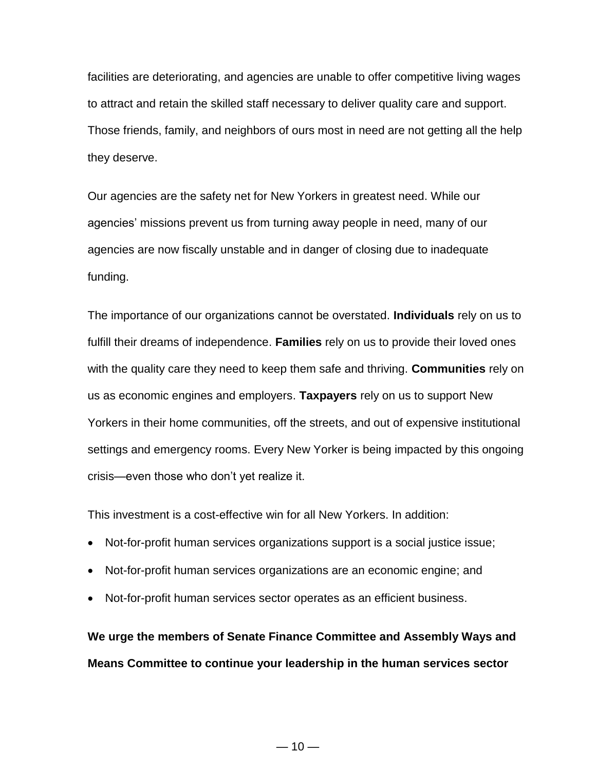facilities are deteriorating, and agencies are unable to offer competitive living wages to attract and retain the skilled staff necessary to deliver quality care and support. Those friends, family, and neighbors of ours most in need are not getting all the help they deserve.

Our agencies are the safety net for New Yorkers in greatest need. While our agencies' missions prevent us from turning away people in need, many of our agencies are now fiscally unstable and in danger of closing due to inadequate funding.

The importance of our organizations cannot be overstated. **Individuals** rely on us to fulfill their dreams of independence. **Families** rely on us to provide their loved ones with the quality care they need to keep them safe and thriving. **Communities** rely on us as economic engines and employers. **Taxpayers** rely on us to support New Yorkers in their home communities, off the streets, and out of expensive institutional settings and emergency rooms. Every New Yorker is being impacted by this ongoing crisis—even those who don't yet realize it.

This investment is a cost-effective win for all New Yorkers. In addition:

- Not-for-profit human services organizations support is a social justice issue;
- Not-for-profit human services organizations are an economic engine; and
- Not-for-profit human services sector operates as an efficient business.

**We urge the members of Senate Finance Committee and Assembly Ways and Means Committee to continue your leadership in the human services sector**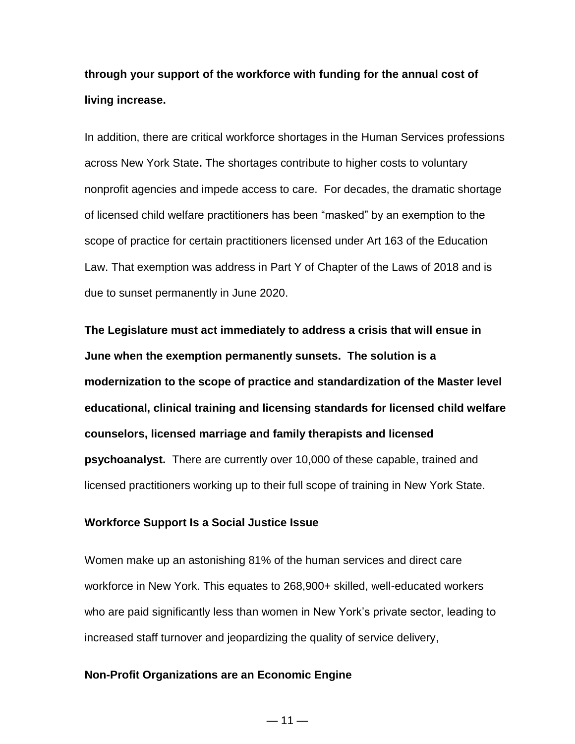**through your support of the workforce with funding for the annual cost of living increase.**

In addition, there are critical workforce shortages in the Human Services professions across New York State**.** The shortages contribute to higher costs to voluntary nonprofit agencies and impede access to care. For decades, the dramatic shortage of licensed child welfare practitioners has been "masked" by an exemption to the scope of practice for certain practitioners licensed under Art 163 of the Education Law. That exemption was address in Part Y of Chapter of the Laws of 2018 and is due to sunset permanently in June 2020.

**The Legislature must act immediately to address a crisis that will ensue in June when the exemption permanently sunsets. The solution is a modernization to the scope of practice and standardization of the Master level educational, clinical training and licensing standards for licensed child welfare counselors, licensed marriage and family therapists and licensed psychoanalyst.** There are currently over 10,000 of these capable, trained and licensed practitioners working up to their full scope of training in New York State.

**Workforce Support Is a Social Justice Issue**

Women make up an astonishing 81% of the human services and direct care workforce in New York. This equates to 268,900+ skilled, well-educated workers who are paid significantly less than women in New York's private sector, leading to increased staff turnover and jeopardizing the quality of service delivery,

**Non-Profit Organizations are an Economic Engine**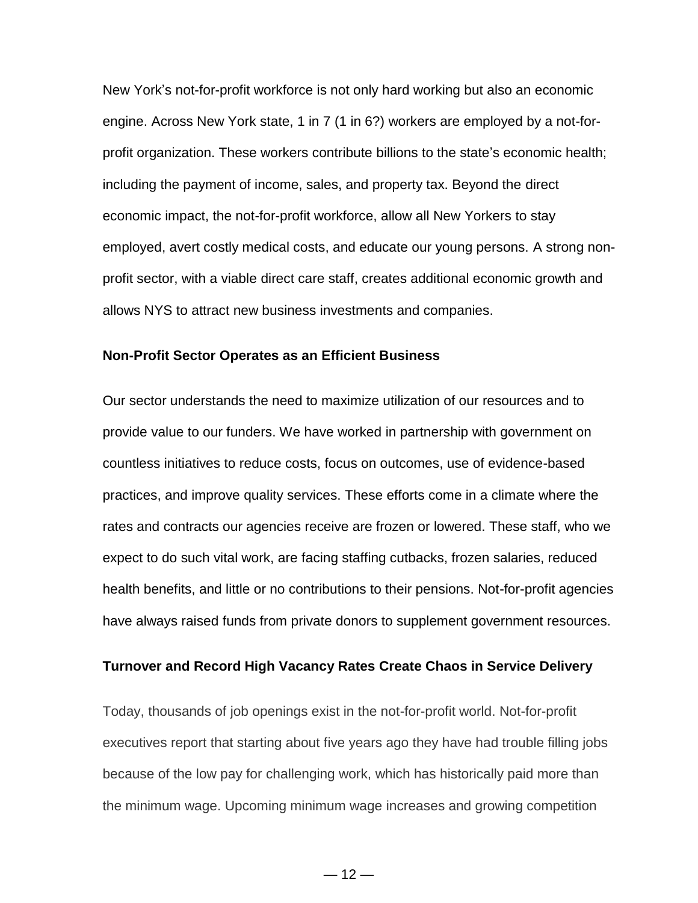New York's not-for-profit workforce is not only hard working but also an economic engine. Across New York state, 1 in 7 (1 in 6?) workers are employed by a not-for-profit organization. These workers contribute billions to the state's economic health; including the payment of income, sales, and property tax. Beyond the direct economic impact, the not-for-profit workforce, allow all New Yorkers to stay employed, avert costly medical costs, and educate our young persons. A strong non-profit sector, with a viable direct care staff, creates additional economic growth and allows NYS to attract new business investments and companies.

**Non-Profit Sector Operates as an Efficient Business**

Our sector understands the need to maximize utilization of our resources and to provide value to our funders. We have worked in partnership with government on countless initiatives to reduce costs, focus on outcomes, use of evidence-based practices, and improve quality services. These efforts come in a climate where the rates and contracts our agencies receive are frozen or lowered. These staff, who we expect to do such vital work, are facing staffing cutbacks, frozen salaries, reduced health benefits, and little or no contributions to their pensions. Not-for-profit agencies have always raised funds from private donors to supplement government resources.

**Turnover and Record High Vacancy Rates Create Chaos in Service Delivery**

Today, thousands of job openings exist in the not-for-profit world. Not-for-profit executives report that starting about five years ago they have had trouble filling jobs because of the low pay for challenging work, which has historically paid more than the minimum wage. Upcoming minimum wage increases and growing competition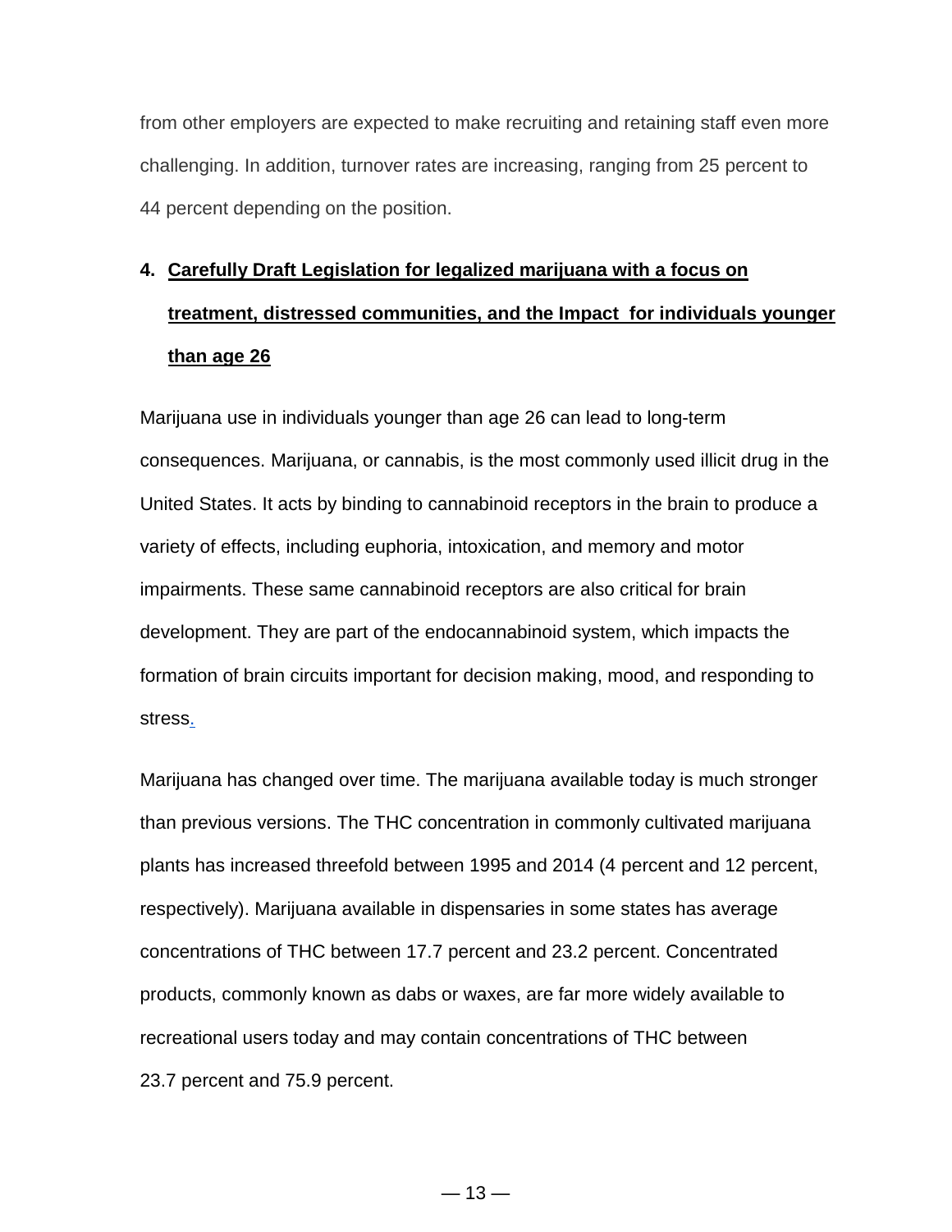from other employers are expected to make recruiting and retaining staff even more challenging. In addition, turnover rates are increasing, ranging from 25 percent to 44 percent depending on the position.

4. **Carefully Draft Legislation for legalized marijuana with a focus on treatment, distressed communities, and the Impact for individuals younger than age 26**

Marijuana use in individuals younger than age 26 can lead to long-term consequences. Marijuana, or cannabis, is the most commonly used illicit drug in the United States. It acts by binding to cannabinoid receptors in the brain to produce a variety of effects, including euphoria, intoxication, and memory and motor impairments. These same cannabinoid receptors are also critical for brain development. They are part of the endocannabinoid system, which impacts the formation of brain circuits important for decision making, mood, and responding to stress.

Marijuana has changed over time. The marijuana available today is much stronger than previous versions. The THC concentration in commonly cultivated marijuana plants has increased threefold between 1995 and 2014 (4 percent and 12 percent, respectively). Marijuana available in dispensaries in some states has average concentrations of THC between 17.7 percent and 23.2 percent. Concentrated products, commonly known as dabs or waxes, are far more widely available to recreational users today and may contain concentrations of THC between 23.7 percent and 75.9 percent.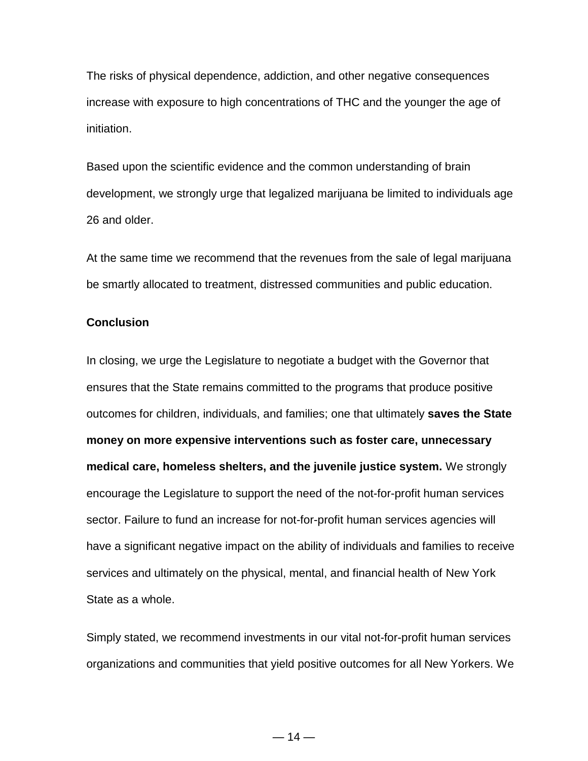The risks of physical dependence, addiction, and other negative consequences increase with exposure to high concentrations of THC and the younger the age of initiation.

Based upon the scientific evidence and the common understanding of brain development, we strongly urge that legalized marijuana be limited to individuals age 26 and older.

At the same time we recommend that the revenues from the sale of legal marijuana be smartly allocated to treatment, distressed communities and public education.

**Conclusion**

In closing, we urge the Legislature to negotiate a budget with the Governor that ensures that the State remains committed to the programs that produce positive outcomes for children, individuals, and families; one that ultimately **saves the State money on more expensive interventions such as foster care, unnecessary medical care, homeless shelters, and the juvenile justice system.** We strongly encourage the Legislature to support the need of the not-for-profit human services sector. Failure to fund an increase for not-for-profit human services agencies will have a significant negative impact on the ability of individuals and families to receive services and ultimately on the physical, mental, and financial health of New York State as a whole.

Simply stated, we recommend investments in our vital not-for-profit human services organizations and communities that yield positive outcomes for all New Yorkers. We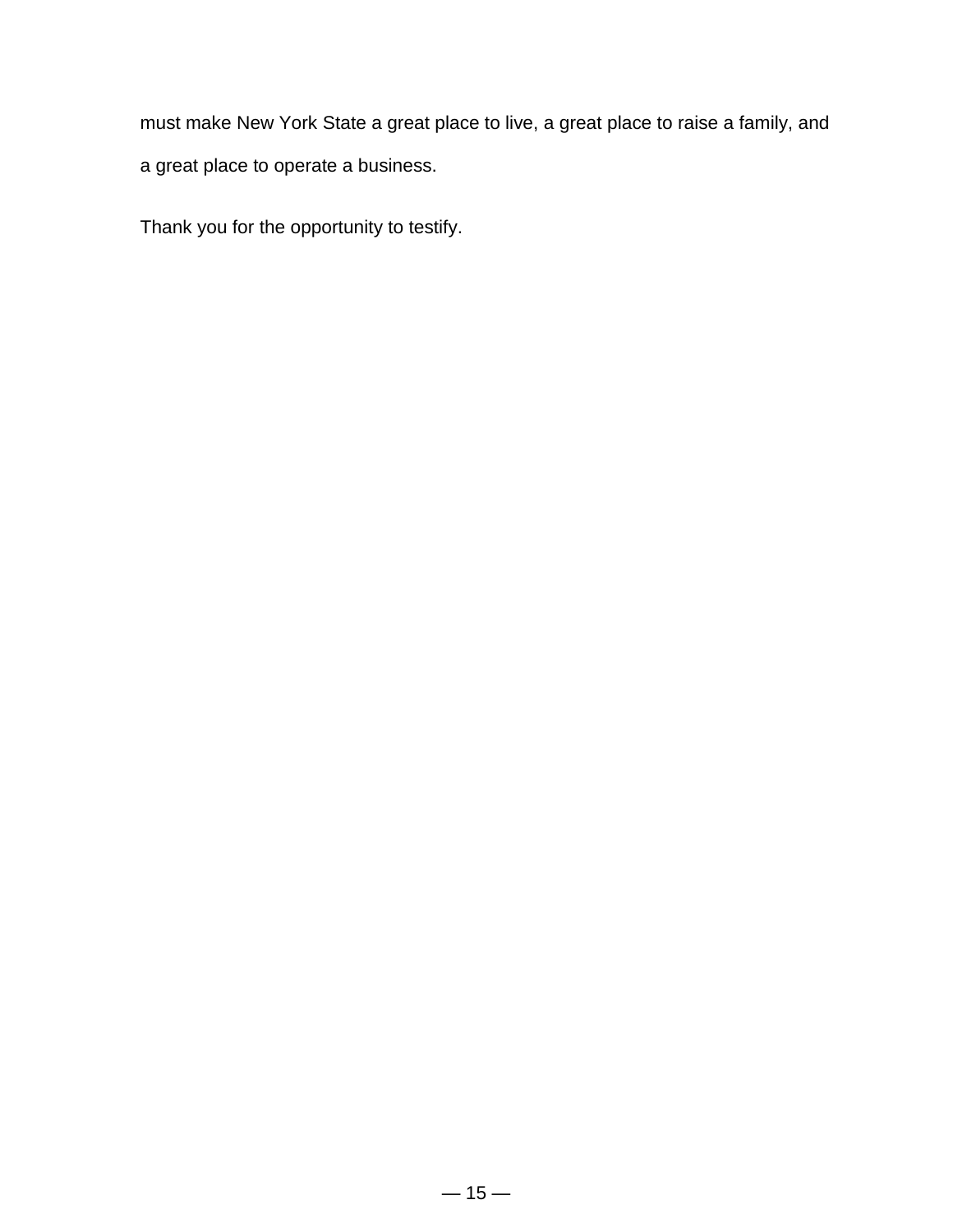must make New York State a great place to live, a great place to raise a family, and a great place to operate a business.

Thank you for the opportunity to testify.